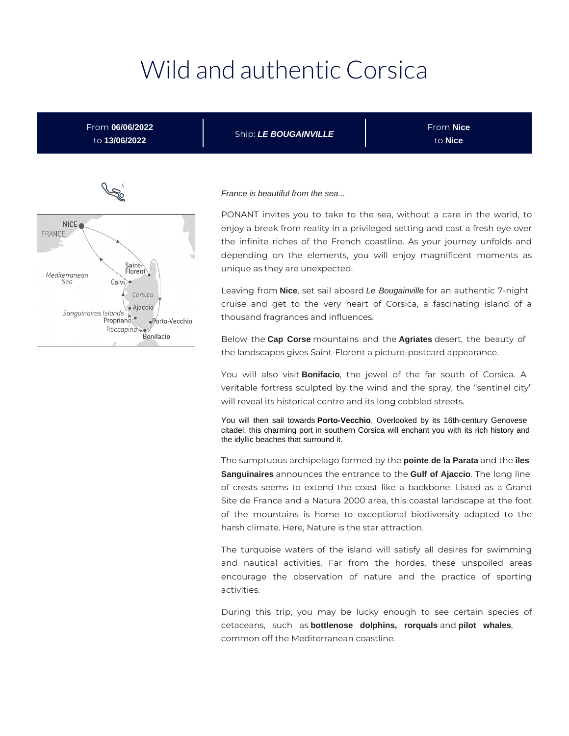# Wild and authentic Corsica

From **06/06/2022** to **13/06/2022** | Ship: ***LE BOUGAINVILLE*** | From **Nice** to **Nice**

*France is beautiful from the sea...*

PONANT invites you to take to the sea, without a care in the world, to enjoy a break from reality in a privileged setting and cast a fresh eye over the infinite riches of the French coastline. As your journey unfolds and depending on the elements, you will enjoy magnificent moments as unique as they are unexpected.

Leaving from **Nice**, set sail aboard *Le Bougainville* for an authentic 7-night cruise and get to the very heart of Corsica, a fascinating island of a thousand fragrances and influences.

Below the **Cap Corse** mountains and the **Agriates** desert, the beauty of the landscapes gives Saint-Florent a picture-postcard appearance.

You will also visit **Bonifacio**, the jewel of the far south of Corsica. A veritable fortress sculpted by the wind and the spray, the "sentinel city" will reveal its historical centre and its long cobbled streets.

You will then sail towards **Porto-Vecchio**. Overlooked by its 16th-century Genovese citadel, this charming port in southern Corsica will enchant you with its rich history and the idyllic beaches that surround it.

The sumptuous archipelago formed by the **pointe de la Parata** and the **îles Sanguinaires** announces the entrance to the **Gulf of Ajaccio**. The long line of crests seems to extend the coast like a backbone. Listed as a Grand Site de France and a Natura 2000 area, this coastal landscape at the foot of the mountains is home to exceptional biodiversity adapted to the harsh climate. Here, Nature is the star attraction.

The turquoise waters of the island will satisfy all desires for swimming and nautical activities. Far from the hordes, these unspoiled areas encourage the observation of nature and the practice of sporting activities.

During this trip, you may be lucky enough to see certain species of cetaceans, such as **bottlenose dolphins, rorquals** and **pilot whales**, common off the Mediterranean coastline.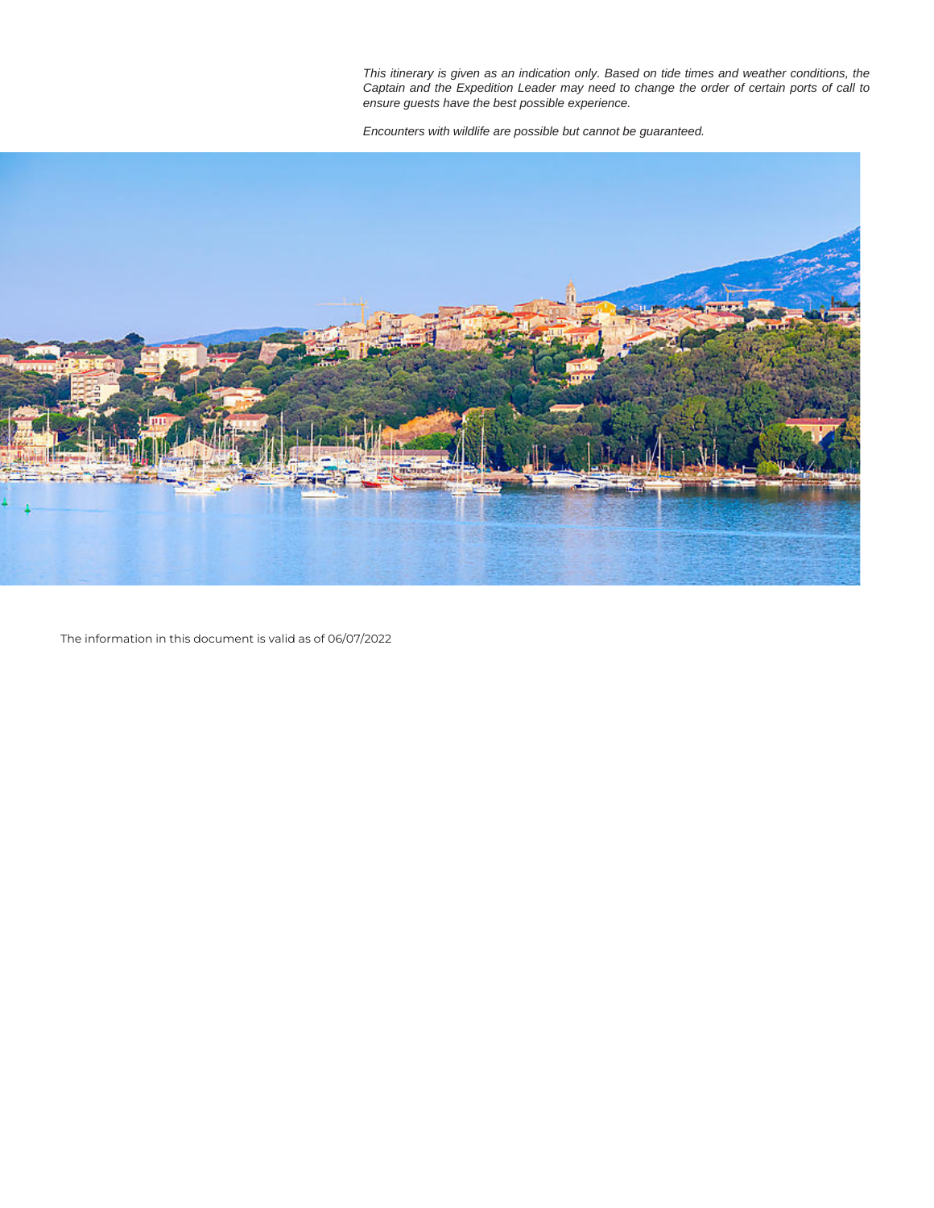*This itinerary is given as an indication only. Based on tide times and weather conditions, the Captain and the Expedition Leader may need to change the order of certain ports of call to ensure guests have the best possible experience.*

*Encounters with wildlife are possible but cannot be guaranteed.*

The information in this document is valid as of 06/07/2022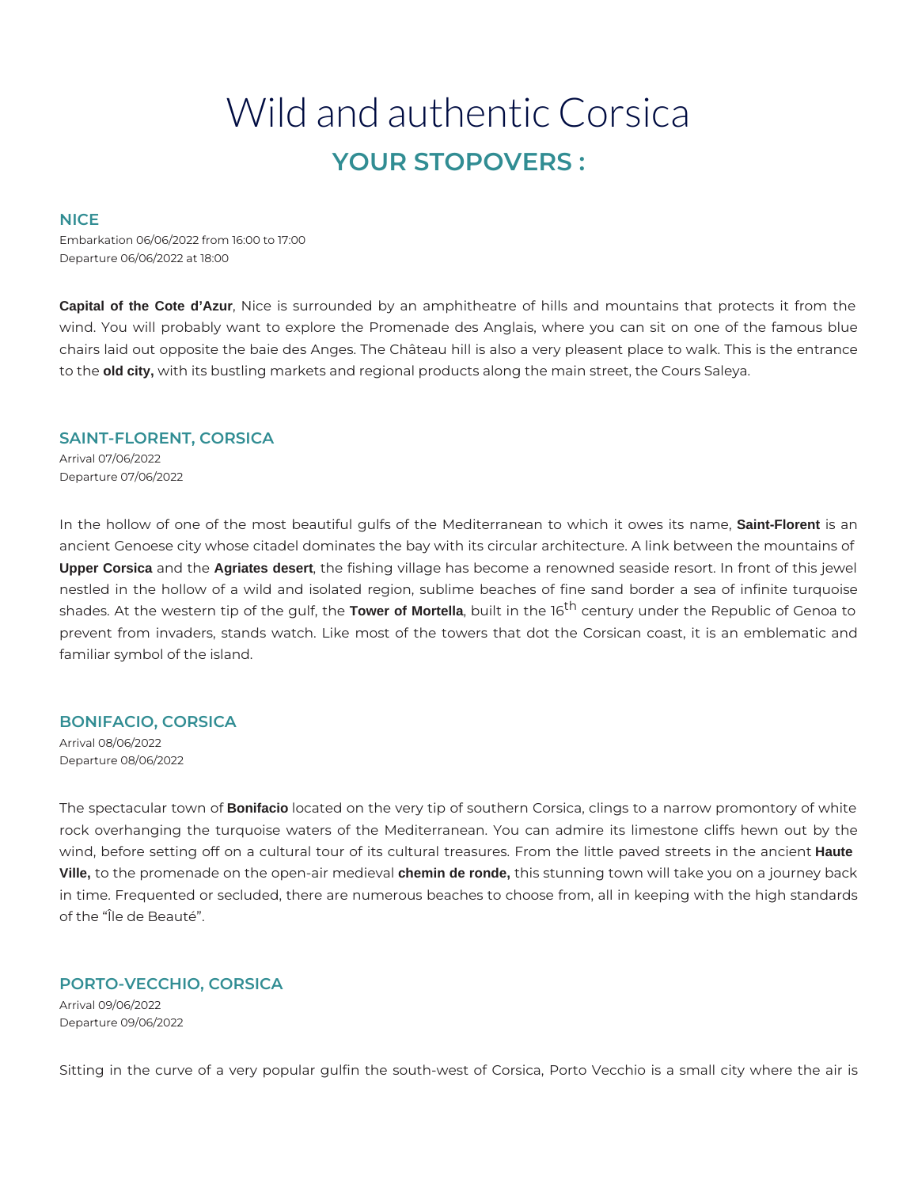# Wild and authentic Corsica

## YOUR STOPOVERS :

### NICE

Embarkation 06/06/2022 from 16:00 to 17:00
Departure 06/06/2022 at 18:00

**Capital of the Cote d'Azur**, Nice is surrounded by an amphitheatre of hills and mountains that protects it from the wind. You will probably want to explore the Promenade des Anglais, where you can sit on one of the famous blue chairs laid out opposite the baie des Anges. The Château hill is also a very pleasent place to walk. This is the entrance to the **old city,** with its bustling markets and regional products along the main street, the Cours Saleya.

### SAINT-FLORENT, CORSICA

Arrival 07/06/2022
Departure 07/06/2022

In the hollow of one of the most beautiful gulfs of the Mediterranean to which it owes its name, **Saint-Florent** is an ancient Genoese city whose citadel dominates the bay with its circular architecture. A link between the mountains of **Upper Corsica** and the **Agriates desert**, the fishing village has become a renowned seaside resort. In front of this jewel nestled in the hollow of a wild and isolated region, sublime beaches of fine sand border a sea of infinite turquoise shades. At the western tip of the gulf, the **Tower of Mortella**, built in the 16th century under the Republic of Genoa to prevent from invaders, stands watch. Like most of the towers that dot the Corsican coast, it is an emblematic and familiar symbol of the island.

### BONIFACIO, CORSICA

Arrival 08/06/2022
Departure 08/06/2022

The spectacular town of **Bonifacio** located on the very tip of southern Corsica, clings to a narrow promontory of white rock overhanging the turquoise waters of the Mediterranean. You can admire its limestone cliffs hewn out by the wind, before setting off on a cultural tour of its cultural treasures. From the little paved streets in the ancient **Haute Ville,** to the promenade on the open-air medieval **chemin de ronde,** this stunning town will take you on a journey back in time. Frequented or secluded, there are numerous beaches to choose from, all in keeping with the high standards of the "Île de Beauté".

### PORTO-VECCHIO, CORSICA

Arrival 09/06/2022
Departure 09/06/2022

Sitting in the curve of a very popular gulfin the south-west of Corsica, Porto Vecchio is a small city where the air is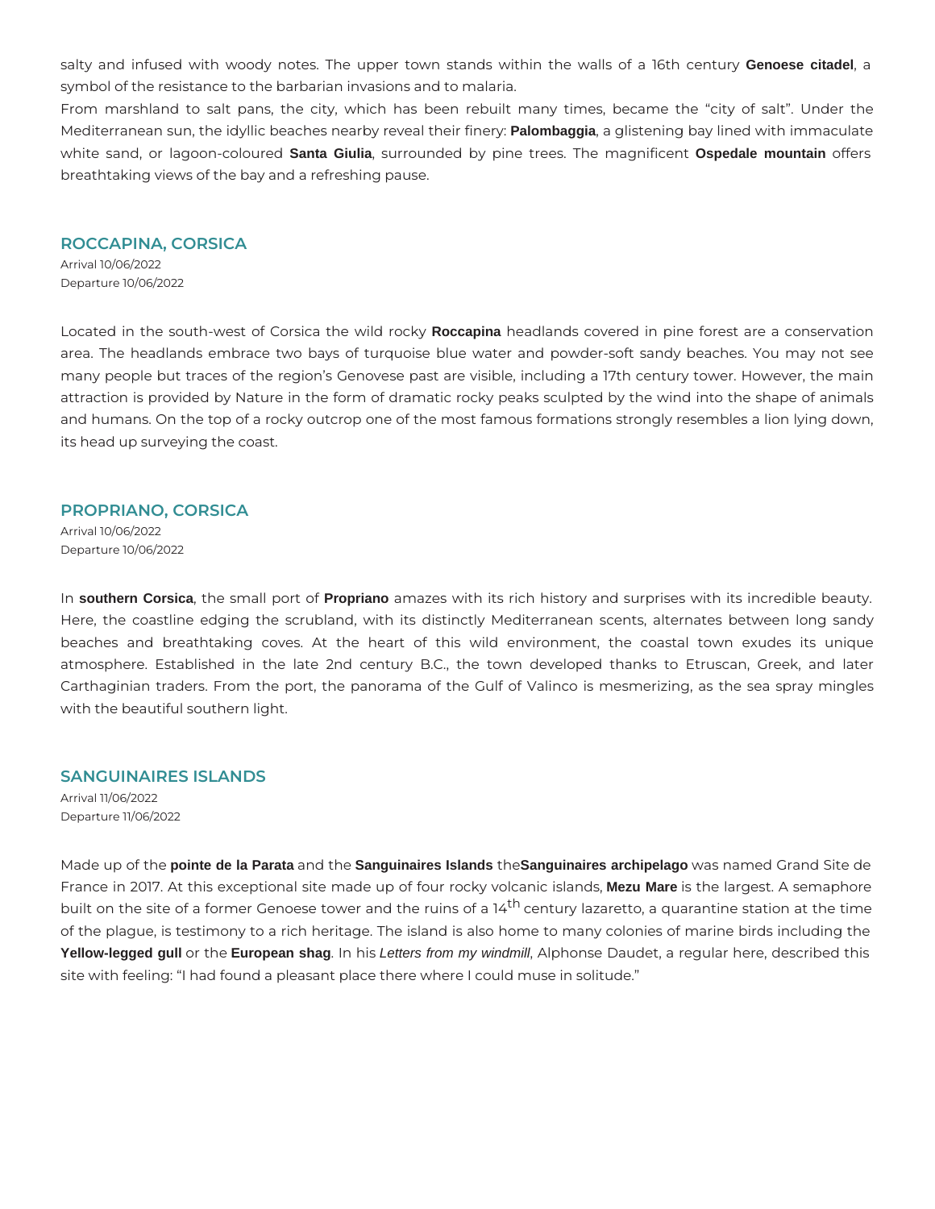salty and infused with woody notes. The upper town stands within the walls of a 16th century **Genoese citadel**, a symbol of the resistance to the barbarian invasions and to malaria.

From marshland to salt pans, the city, which has been rebuilt many times, became the "city of salt". Under the Mediterranean sun, the idyllic beaches nearby reveal their finery: **Palombaggia**, a glistening bay lined with immaculate white sand, or lagoon-coloured **Santa Giulia**, surrounded by pine trees. The magnificent **Ospedale mountain** offers breathtaking views of the bay and a refreshing pause.

## ROCCAPINA, CORSICA

Arrival 10/06/2022
Departure 10/06/2022

Located in the south-west of Corsica the wild rocky **Roccapina** headlands covered in pine forest are a conservation area. The headlands embrace two bays of turquoise blue water and powder-soft sandy beaches. You may not see many people but traces of the region's Genovese past are visible, including a 17th century tower. However, the main attraction is provided by Nature in the form of dramatic rocky peaks sculpted by the wind into the shape of animals and humans. On the top of a rocky outcrop one of the most famous formations strongly resembles a lion lying down, its head up surveying the coast.

## PROPRIANO, CORSICA

Arrival 10/06/2022
Departure 10/06/2022

In **southern Corsica**, the small port of **Propriano** amazes with its rich history and surprises with its incredible beauty. Here, the coastline edging the scrubland, with its distinctly Mediterranean scents, alternates between long sandy beaches and breathtaking coves. At the heart of this wild environment, the coastal town exudes its unique atmosphere. Established in the late 2nd century B.C., the town developed thanks to Etruscan, Greek, and later Carthaginian traders. From the port, the panorama of the Gulf of Valinco is mesmerizing, as the sea spray mingles with the beautiful southern light.

## SANGUINAIRES ISLANDS

Arrival 11/06/2022
Departure 11/06/2022

Made up of the **pointe de la Parata** and the **Sanguinaires Islands** the**Sanguinaires archipelago** was named Grand Site de France in 2017. At this exceptional site made up of four rocky volcanic islands, **Mezu Mare** is the largest. A semaphore built on the site of a former Genoese tower and the ruins of a 14$^{th}$ century lazaretto, a quarantine station at the time of the plague, is testimony to a rich heritage. The island is also home to many colonies of marine birds including the **Yellow-legged gull** or the **European shag**. In his *Letters from my windmill*, Alphonse Daudet, a regular here, described this site with feeling: "I had found a pleasant place there where I could muse in solitude."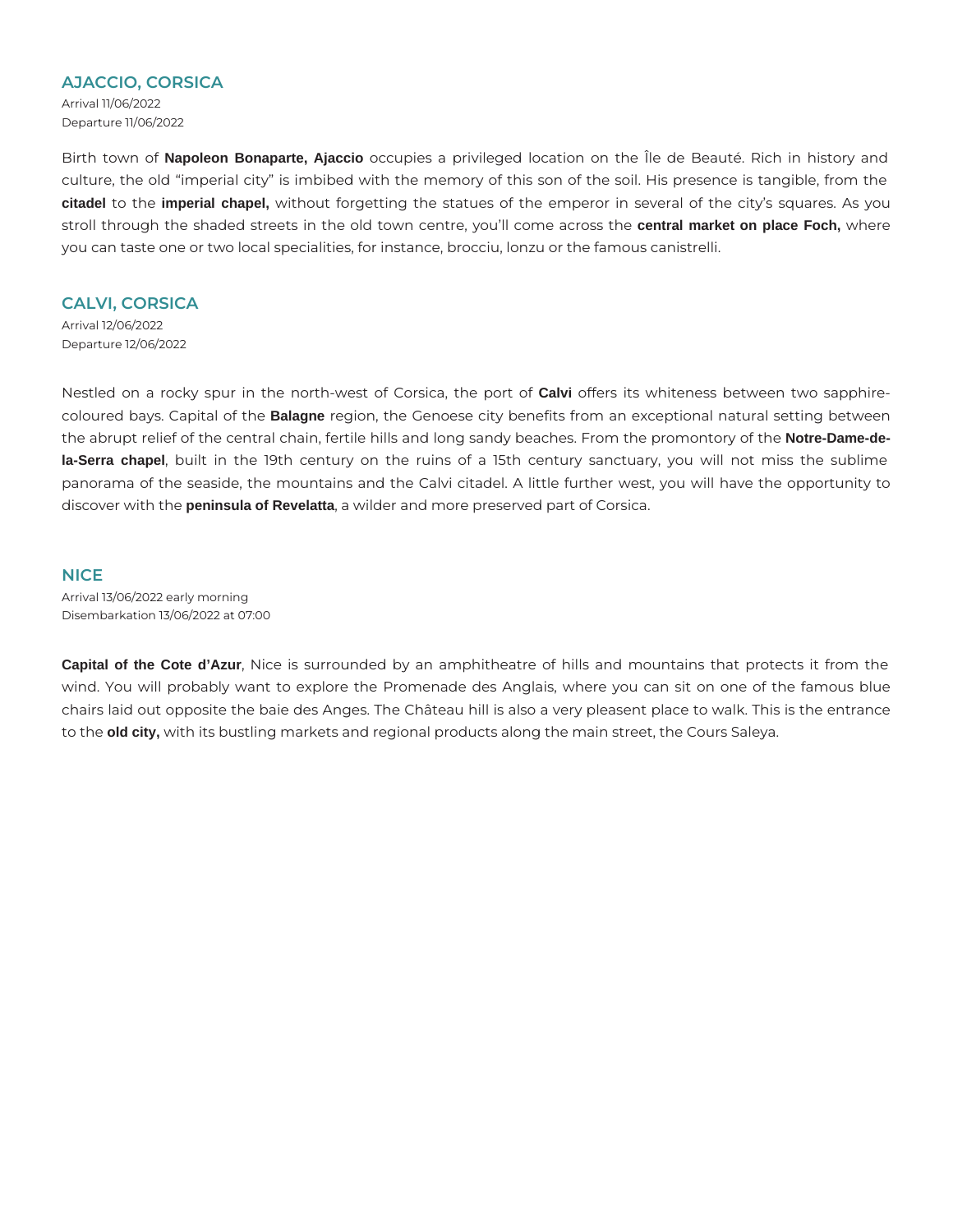## AJACCIO, CORSICA

Arrival 11/06/2022
Departure 11/06/2022

Birth town of **Napoleon Bonaparte, Ajaccio** occupies a privileged location on the Île de Beauté. Rich in history and culture, the old "imperial city" is imbibed with the memory of this son of the soil. His presence is tangible, from the **citadel** to the **imperial chapel,** without forgetting the statues of the emperor in several of the city's squares. As you stroll through the shaded streets in the old town centre, you'll come across the **central market on place Foch,** where you can taste one or two local specialities, for instance, brocciu, lonzu or the famous canistrelli.

## CALVI, CORSICA

Arrival 12/06/2022
Departure 12/06/2022

Nestled on a rocky spur in the north-west of Corsica, the port of **Calvi** offers its whiteness between two sapphire-coloured bays. Capital of the **Balagne** region, the Genoese city benefits from an exceptional natural setting between the abrupt relief of the central chain, fertile hills and long sandy beaches. From the promontory of the **Notre-Dame-de-la-Serra chapel**, built in the 19th century on the ruins of a 15th century sanctuary, you will not miss the sublime panorama of the seaside, the mountains and the Calvi citadel. A little further west, you will have the opportunity to discover with the **peninsula of Revelatta**, a wilder and more preserved part of Corsica.

## NICE

Arrival 13/06/2022 early morning
Disembarkation 13/06/2022 at 07:00

**Capital of the Cote d'Azur**, Nice is surrounded by an amphitheatre of hills and mountains that protects it from the wind. You will probably want to explore the Promenade des Anglais, where you can sit on one of the famous blue chairs laid out opposite the baie des Anges. The Château hill is also a very pleasent place to walk. This is the entrance to the **old city,** with its bustling markets and regional products along the main street, the Cours Saleya.